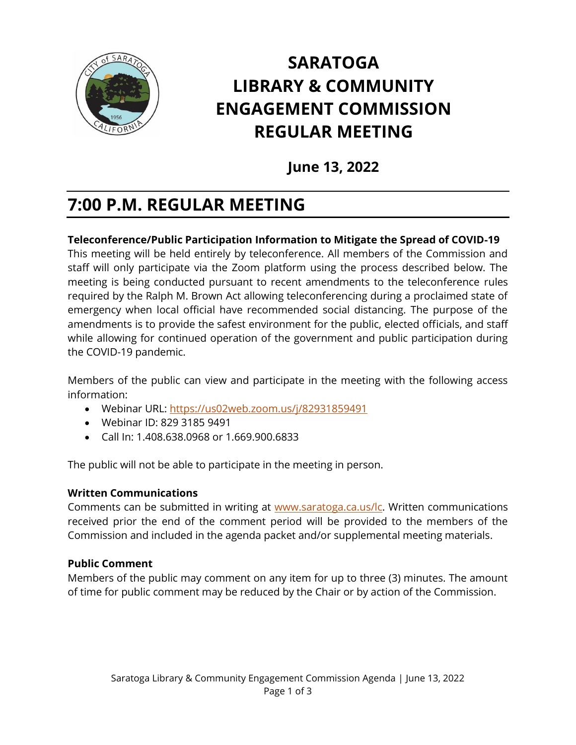# SARATOGA LIBRARY & COMMUNITY ENGAGEMENT COMMISSION REGULAR MEETING

## June 13, 2022

# 7:00 P.M. REGULAR MEETING

**Teleconference/Public Participation Information to Mitigate the Spread of COVID-19**
This meeting will be held entirely by teleconference. All members of the Commission and staff will only participate via the Zoom platform using the process described below. The meeting is being conducted pursuant to recent amendments to the teleconference rules required by the Ralph M. Brown Act allowing teleconferencing during a proclaimed state of emergency when local official have recommended social distancing. The purpose of the amendments is to provide the safest environment for the public, elected officials, and staff while allowing for continued operation of the government and public participation during the COVID-19 pandemic.

Members of the public can view and participate in the meeting with the following access information:

- Webinar URL: https://us02web.zoom.us/j/82931859491
- Webinar ID: 829 3185 9491
- Call In: 1.408.638.0968 or 1.669.900.6833

The public will not be able to participate in the meeting in person.

**Written Communications**
Comments can be submitted in writing at www.saratoga.ca.us/lc. Written communications received prior the end of the comment period will be provided to the members of the Commission and included in the agenda packet and/or supplemental meeting materials.

**Public Comment**
Members of the public may comment on any item for up to three (3) minutes. The amount of time for public comment may be reduced by the Chair or by action of the Commission.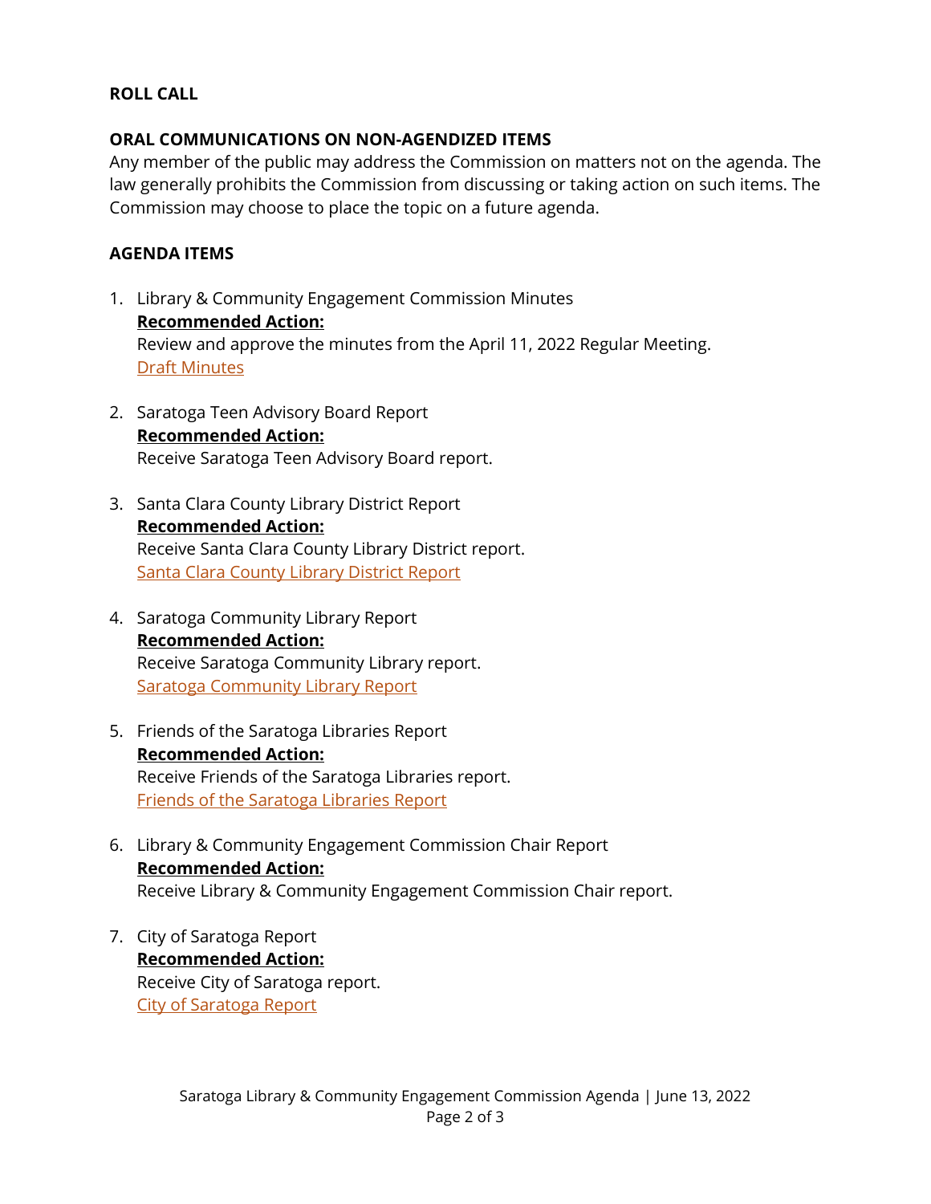## ROLL CALL

## ORAL COMMUNICATIONS ON NON-AGENDIZED ITEMS

Any member of the public may address the Commission on matters not on the agenda. The law generally prohibits the Commission from discussing or taking action on such items. The Commission may choose to place the topic on a future agenda.

## AGENDA ITEMS

1. Library & Community Engagement Commission Minutes
   **Recommended Action:**
   Review and approve the minutes from the April 11, 2022 Regular Meeting.
   Draft Minutes

2. Saratoga Teen Advisory Board Report
   **Recommended Action:**
   Receive Saratoga Teen Advisory Board report.

3. Santa Clara County Library District Report
   **Recommended Action:**
   Receive Santa Clara County Library District report.
   Santa Clara County Library District Report

4. Saratoga Community Library Report
   **Recommended Action:**
   Receive Saratoga Community Library report.
   Saratoga Community Library Report

5. Friends of the Saratoga Libraries Report
   **Recommended Action:**
   Receive Friends of the Saratoga Libraries report.
   Friends of the Saratoga Libraries Report

6. Library & Community Engagement Commission Chair Report
   **Recommended Action:**
   Receive Library & Community Engagement Commission Chair report.

7. City of Saratoga Report
   **Recommended Action:**
   Receive City of Saratoga report.
   City of Saratoga Report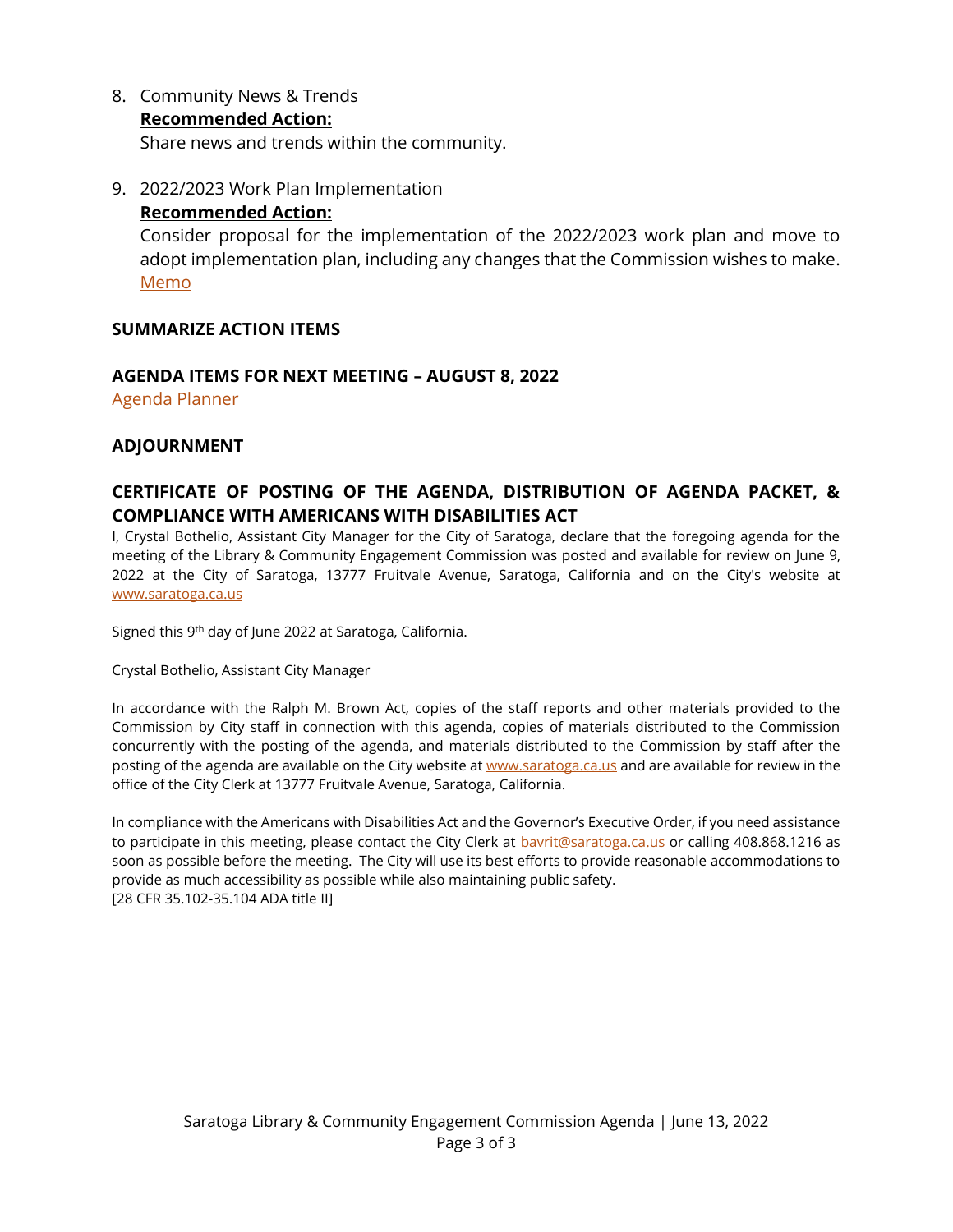8. Community News & Trends
   **Recommended Action:**
   Share news and trends within the community.

9. 2022/2023 Work Plan Implementation
   **Recommended Action:**
   Consider proposal for the implementation of the 2022/2023 work plan and move to adopt implementation plan, including any changes that the Commission wishes to make.
   [Memo]

## SUMMARIZE ACTION ITEMS

## AGENDA ITEMS FOR NEXT MEETING – AUGUST 8, 2022

[Agenda Planner]

## ADJOURNMENT

## CERTIFICATE OF POSTING OF THE AGENDA, DISTRIBUTION OF AGENDA PACKET, & COMPLIANCE WITH AMERICANS WITH DISABILITIES ACT

I, Crystal Bothelio, Assistant City Manager for the City of Saratoga, declare that the foregoing agenda for the meeting of the Library & Community Engagement Commission was posted and available for review on June 9, 2022 at the City of Saratoga, 13777 Fruitvale Avenue, Saratoga, California and on the City's website at www.saratoga.ca.us

Signed this 9th day of June 2022 at Saratoga, California.

Crystal Bothelio, Assistant City Manager

In accordance with the Ralph M. Brown Act, copies of the staff reports and other materials provided to the Commission by City staff in connection with this agenda, copies of materials distributed to the Commission concurrently with the posting of the agenda, and materials distributed to the Commission by staff after the posting of the agenda are available on the City website at www.saratoga.ca.us and are available for review in the office of the City Clerk at 13777 Fruitvale Avenue, Saratoga, California.

In compliance with the Americans with Disabilities Act and the Governor's Executive Order, if you need assistance to participate in this meeting, please contact the City Clerk at bavrit@saratoga.ca.us or calling 408.868.1216 as soon as possible before the meeting. The City will use its best efforts to provide reasonable accommodations to provide as much accessibility as possible while also maintaining public safety.
[28 CFR 35.102-35.104 ADA title II]